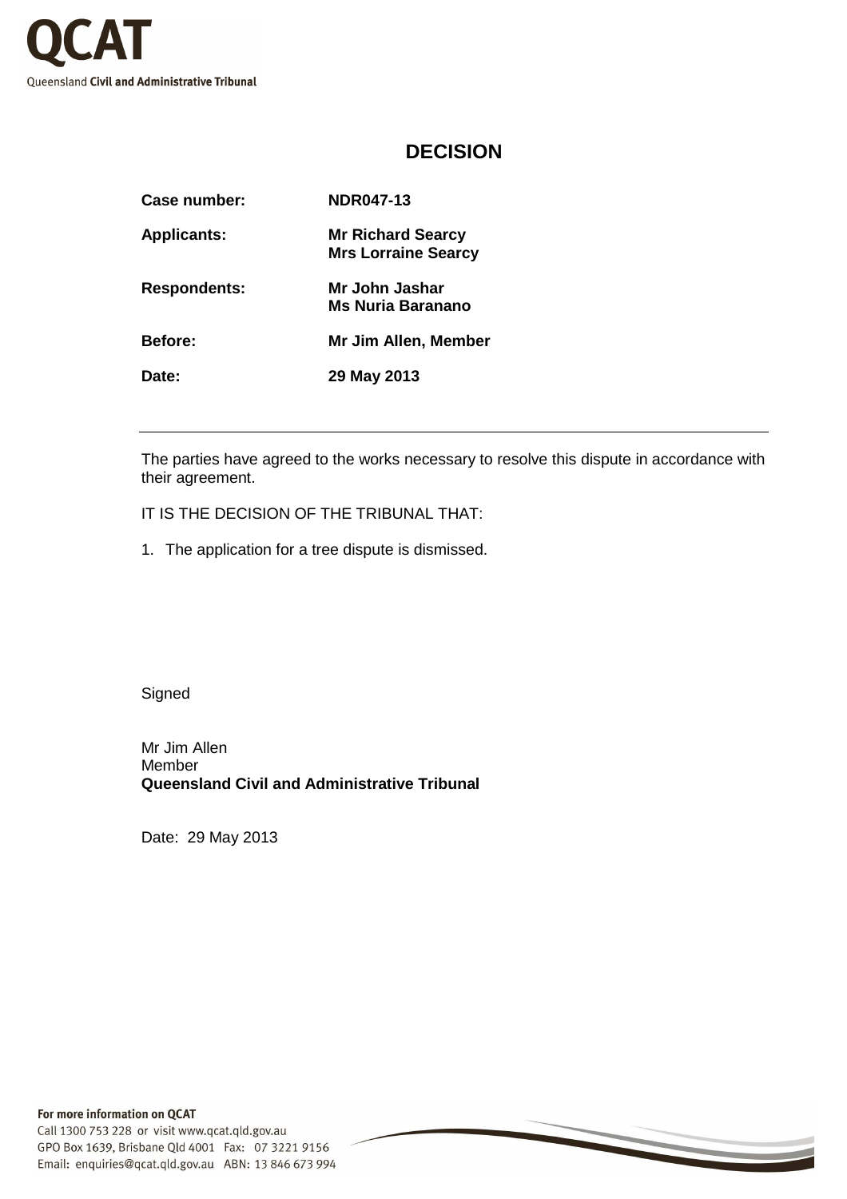# DECISION

| | |
|---|---|
| **Case number:** | **NDR047-13** |
| **Applicants:** | **Mr Richard Searcy**<br>**Mrs Lorraine Searcy** |
| **Respondents:** | **Mr John Jashar**<br>**Ms Nuria Baranano** |
| **Before:** | **Mr Jim Allen, Member** |
| **Date:** | **29 May 2013** |

---

The parties have agreed to the works necessary to resolve this dispute in accordance with their agreement.

IT IS THE DECISION OF THE TRIBUNAL THAT:

1. The application for a tree dispute is dismissed.

Signed

Mr Jim Allen
Member
**Queensland Civil and Administrative Tribunal**

Date: 29 May 2013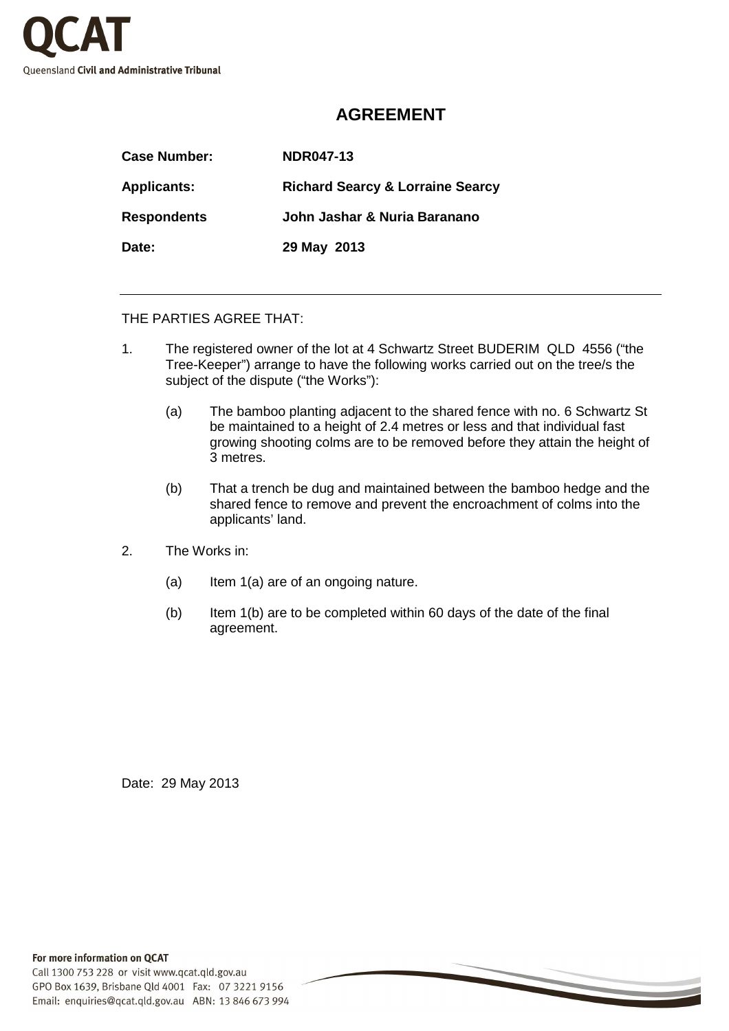# AGREEMENT

| | |
|---|---|
| **Case Number:** | **NDR047-13** |
| **Applicants:** | **Richard Searcy & Lorraine Searcy** |
| **Respondents** | **John Jashar & Nuria Baranano** |
| **Date:** | **29 May 2013** |

THE PARTIES AGREE THAT:

1. The registered owner of the lot at 4 Schwartz Street BUDERIM QLD 4556 ("the Tree-Keeper") arrange to have the following works carried out on the tree/s the subject of the dispute ("the Works"):

   (a) The bamboo planting adjacent to the shared fence with no. 6 Schwartz St be maintained to a height of 2.4 metres or less and that individual fast growing shooting colms are to be removed before they attain the height of 3 metres.

   (b) That a trench be dug and maintained between the bamboo hedge and the shared fence to remove and prevent the encroachment of colms into the applicants' land.

2. The Works in:

   (a) Item 1(a) are of an ongoing nature.

   (b) Item 1(b) are to be completed within 60 days of the date of the final agreement.

Date: 29 May 2013